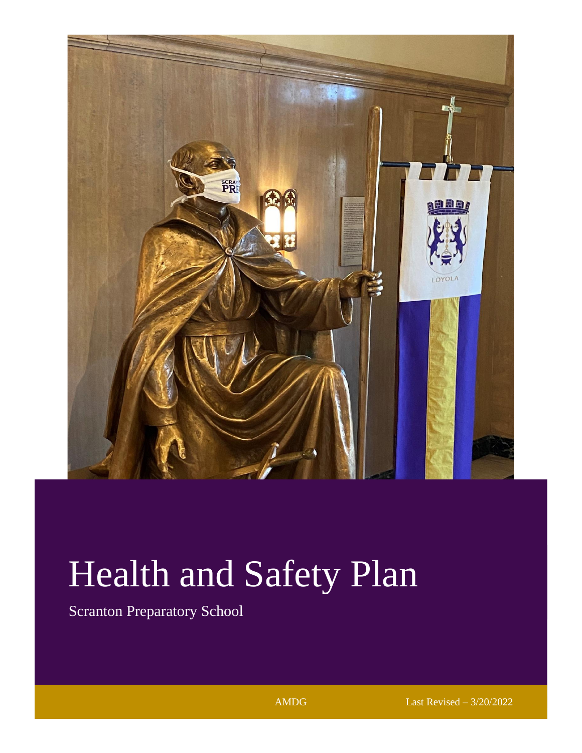# Health and Safety Plan

Scranton Preparatory School

AMDG

Last Revised – 3/20/2022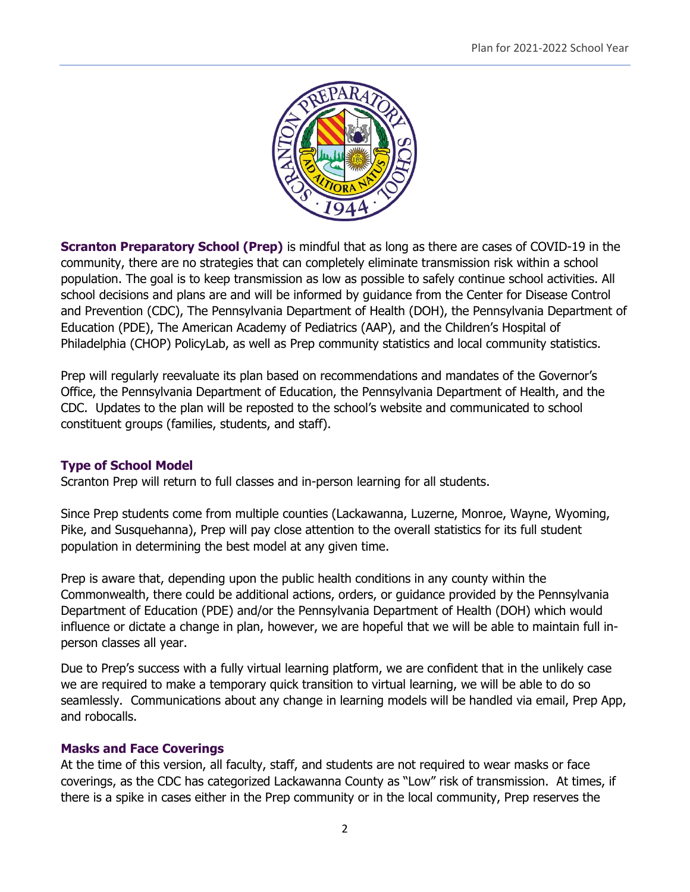**Scranton Preparatory School (Prep)** is mindful that as long as there are cases of COVID-19 in the community, there are no strategies that can completely eliminate transmission risk within a school population. The goal is to keep transmission as low as possible to safely continue school activities. All school decisions and plans are and will be informed by guidance from the Center for Disease Control and Prevention (CDC), The Pennsylvania Department of Health (DOH), the Pennsylvania Department of Education (PDE), The American Academy of Pediatrics (AAP), and the Children's Hospital of Philadelphia (CHOP) PolicyLab, as well as Prep community statistics and local community statistics.

Prep will regularly reevaluate its plan based on recommendations and mandates of the Governor's Office, the Pennsylvania Department of Education, the Pennsylvania Department of Health, and the CDC. Updates to the plan will be reposted to the school's website and communicated to school constituent groups (families, students, and staff).

## Type of School Model

Scranton Prep will return to full classes and in-person learning for all students.

Since Prep students come from multiple counties (Lackawanna, Luzerne, Monroe, Wayne, Wyoming, Pike, and Susquehanna), Prep will pay close attention to the overall statistics for its full student population in determining the best model at any given time.

Prep is aware that, depending upon the public health conditions in any county within the Commonwealth, there could be additional actions, orders, or guidance provided by the Pennsylvania Department of Education (PDE) and/or the Pennsylvania Department of Health (DOH) which would influence or dictate a change in plan, however, we are hopeful that we will be able to maintain full in-person classes all year.

Due to Prep's success with a fully virtual learning platform, we are confident that in the unlikely case we are required to make a temporary quick transition to virtual learning, we will be able to do so seamlessly. Communications about any change in learning models will be handled via email, Prep App, and robocalls.

## Masks and Face Coverings

At the time of this version, all faculty, staff, and students are not required to wear masks or face coverings, as the CDC has categorized Lackawanna County as "Low" risk of transmission. At times, if there is a spike in cases either in the Prep community or in the local community, Prep reserves the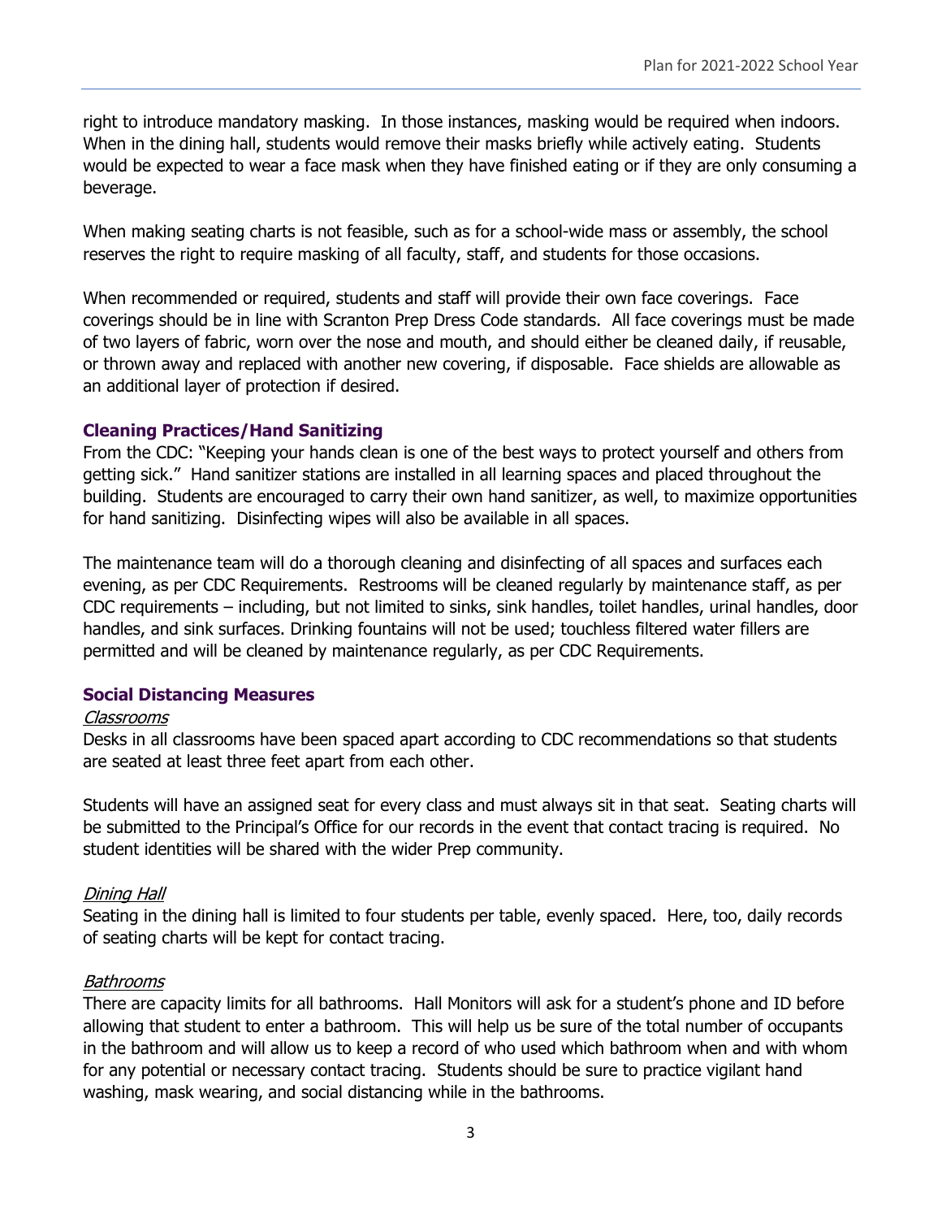right to introduce mandatory masking. In those instances, masking would be required when indoors. When in the dining hall, students would remove their masks briefly while actively eating. Students would be expected to wear a face mask when they have finished eating or if they are only consuming a beverage.

When making seating charts is not feasible, such as for a school-wide mass or assembly, the school reserves the right to require masking of all faculty, staff, and students for those occasions.

When recommended or required, students and staff will provide their own face coverings. Face coverings should be in line with Scranton Prep Dress Code standards. All face coverings must be made of two layers of fabric, worn over the nose and mouth, and should either be cleaned daily, if reusable, or thrown away and replaced with another new covering, if disposable. Face shields are allowable as an additional layer of protection if desired.

### Cleaning Practices/Hand Sanitizing

From the CDC: "Keeping your hands clean is one of the best ways to protect yourself and others from getting sick." Hand sanitizer stations are installed in all learning spaces and placed throughout the building. Students are encouraged to carry their own hand sanitizer, as well, to maximize opportunities for hand sanitizing. Disinfecting wipes will also be available in all spaces.

The maintenance team will do a thorough cleaning and disinfecting of all spaces and surfaces each evening, as per CDC Requirements. Restrooms will be cleaned regularly by maintenance staff, as per CDC requirements – including, but not limited to sinks, sink handles, toilet handles, urinal handles, door handles, and sink surfaces. Drinking fountains will not be used; touchless filtered water fillers are permitted and will be cleaned by maintenance regularly, as per CDC Requirements.

### Social Distancing Measures

*Classrooms*

Desks in all classrooms have been spaced apart according to CDC recommendations so that students are seated at least three feet apart from each other.

Students will have an assigned seat for every class and must always sit in that seat. Seating charts will be submitted to the Principal's Office for our records in the event that contact tracing is required. No student identities will be shared with the wider Prep community.

*Dining Hall*

Seating in the dining hall is limited to four students per table, evenly spaced. Here, too, daily records of seating charts will be kept for contact tracing.

*Bathrooms*

There are capacity limits for all bathrooms. Hall Monitors will ask for a student's phone and ID before allowing that student to enter a bathroom. This will help us be sure of the total number of occupants in the bathroom and will allow us to keep a record of who used which bathroom when and with whom for any potential or necessary contact tracing. Students should be sure to practice vigilant hand washing, mask wearing, and social distancing while in the bathrooms.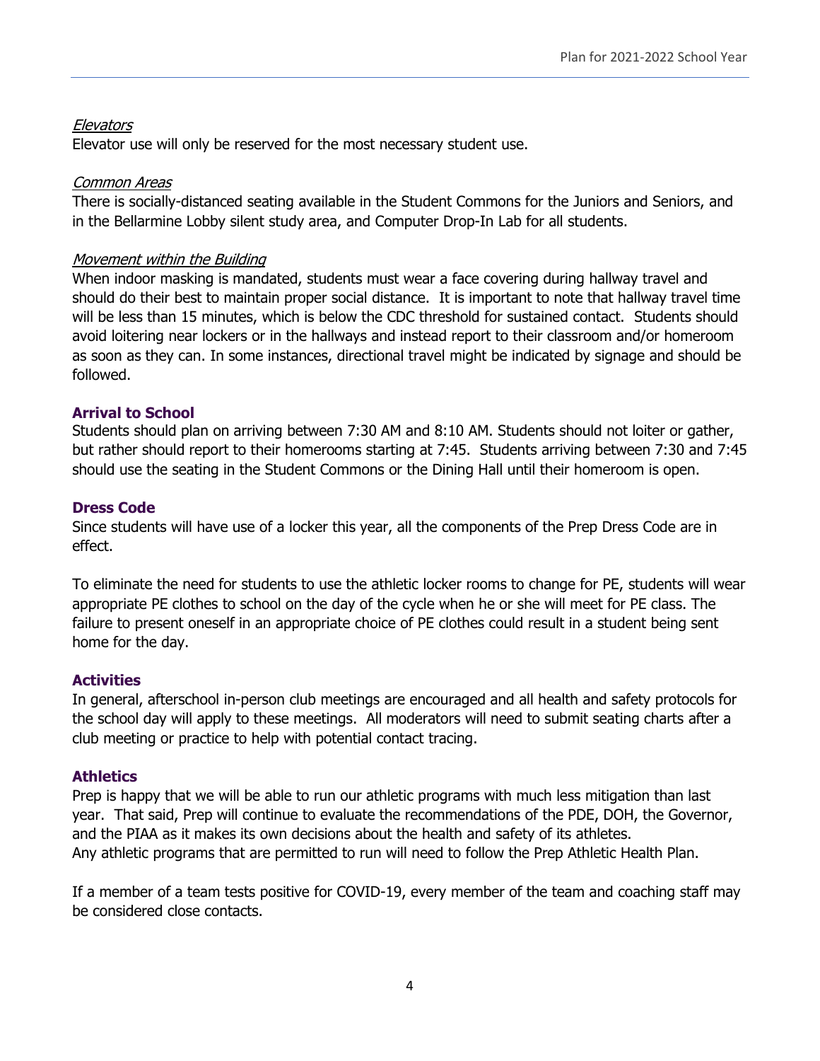*Elevators*

Elevator use will only be reserved for the most necessary student use.

*Common Areas*

There is socially-distanced seating available in the Student Commons for the Juniors and Seniors, and in the Bellarmine Lobby silent study area, and Computer Drop-In Lab for all students.

*Movement within the Building*

When indoor masking is mandated, students must wear a face covering during hallway travel and should do their best to maintain proper social distance. It is important to note that hallway travel time will be less than 15 minutes, which is below the CDC threshold for sustained contact. Students should avoid loitering near lockers or in the hallways and instead report to their classroom and/or homeroom as soon as they can. In some instances, directional travel might be indicated by signage and should be followed.

## Arrival to School

Students should plan on arriving between 7:30 AM and 8:10 AM. Students should not loiter or gather, but rather should report to their homerooms starting at 7:45. Students arriving between 7:30 and 7:45 should use the seating in the Student Commons or the Dining Hall until their homeroom is open.

## Dress Code

Since students will have use of a locker this year, all the components of the Prep Dress Code are in effect.

To eliminate the need for students to use the athletic locker rooms to change for PE, students will wear appropriate PE clothes to school on the day of the cycle when he or she will meet for PE class. The failure to present oneself in an appropriate choice of PE clothes could result in a student being sent home for the day.

## Activities

In general, afterschool in-person club meetings are encouraged and all health and safety protocols for the school day will apply to these meetings. All moderators will need to submit seating charts after a club meeting or practice to help with potential contact tracing.

## Athletics

Prep is happy that we will be able to run our athletic programs with much less mitigation than last year. That said, Prep will continue to evaluate the recommendations of the PDE, DOH, the Governor, and the PIAA as it makes its own decisions about the health and safety of its athletes.
Any athletic programs that are permitted to run will need to follow the Prep Athletic Health Plan.

If a member of a team tests positive for COVID-19, every member of the team and coaching staff may be considered close contacts.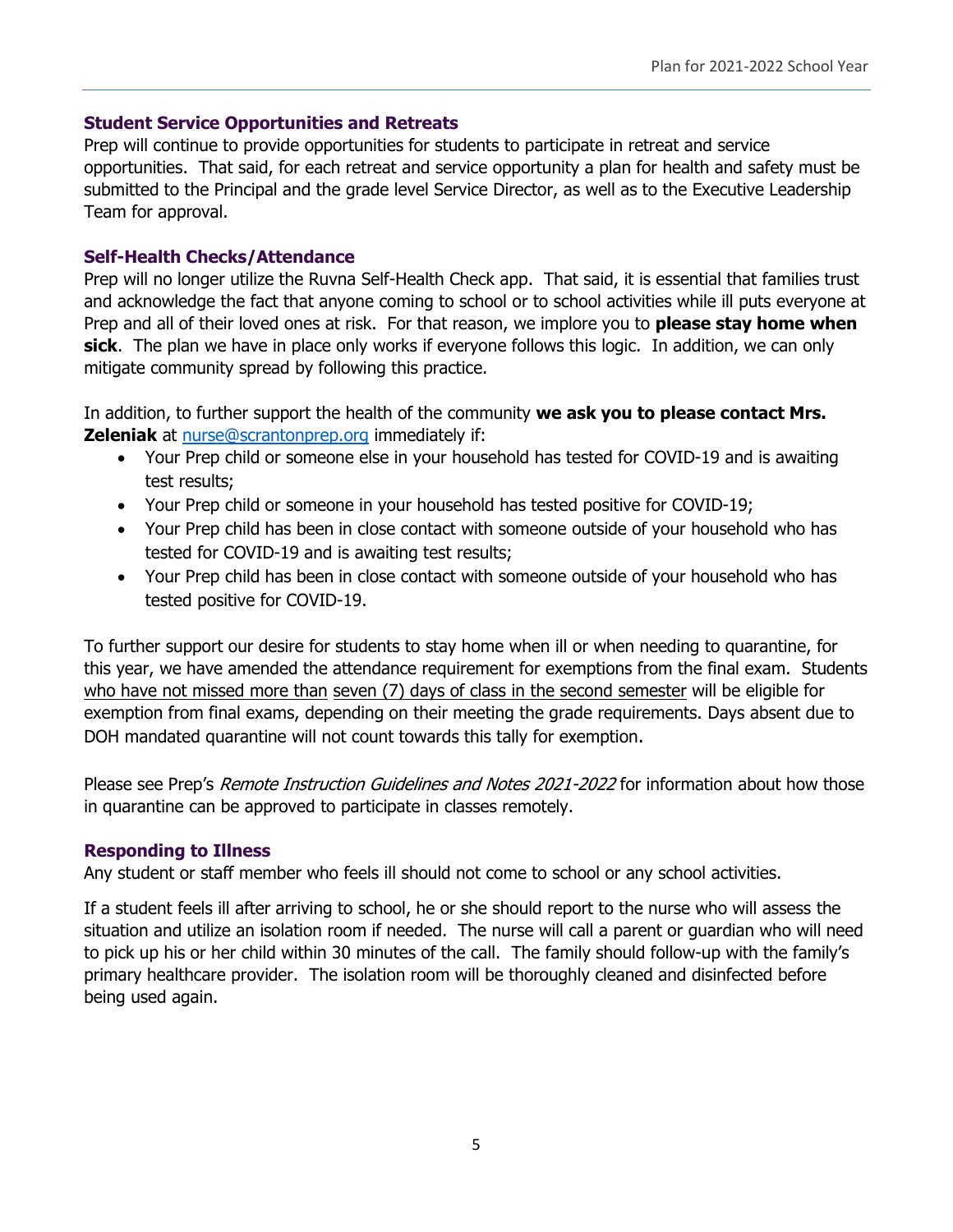### Student Service Opportunities and Retreats

Prep will continue to provide opportunities for students to participate in retreat and service opportunities. That said, for each retreat and service opportunity a plan for health and safety must be submitted to the Principal and the grade level Service Director, as well as to the Executive Leadership Team for approval.

### Self-Health Checks/Attendance

Prep will no longer utilize the Ruvna Self-Health Check app. That said, it is essential that families trust and acknowledge the fact that anyone coming to school or to school activities while ill puts everyone at Prep and all of their loved ones at risk. For that reason, we implore you to **please stay home when sick**. The plan we have in place only works if everyone follows this logic. In addition, we can only mitigate community spread by following this practice.

In addition, to further support the health of the community **we ask you to please contact Mrs. Zeleniak** at [nurse@scrantonprep.org](mailto:nurse@scrantonprep.org) immediately if:

- Your Prep child or someone else in your household has tested for COVID-19 and is awaiting test results;
- Your Prep child or someone in your household has tested positive for COVID-19;
- Your Prep child has been in close contact with someone outside of your household who has tested for COVID-19 and is awaiting test results;
- Your Prep child has been in close contact with someone outside of your household who has tested positive for COVID-19.

To further support our desire for students to stay home when ill or when needing to quarantine, for this year, we have amended the attendance requirement for exemptions from the final exam. Students <u>who have not missed more than</u> <u>seven (7) days of class in the second semester</u> will be eligible for exemption from final exams, depending on their meeting the grade requirements. Days absent due to DOH mandated quarantine will not count towards this tally for exemption.

Please see Prep's *Remote Instruction Guidelines and Notes 2021-2022* for information about how those in quarantine can be approved to participate in classes remotely.

### Responding to Illness

Any student or staff member who feels ill should not come to school or any school activities.

If a student feels ill after arriving to school, he or she should report to the nurse who will assess the situation and utilize an isolation room if needed. The nurse will call a parent or guardian who will need to pick up his or her child within 30 minutes of the call. The family should follow-up with the family's primary healthcare provider. The isolation room will be thoroughly cleaned and disinfected before being used again.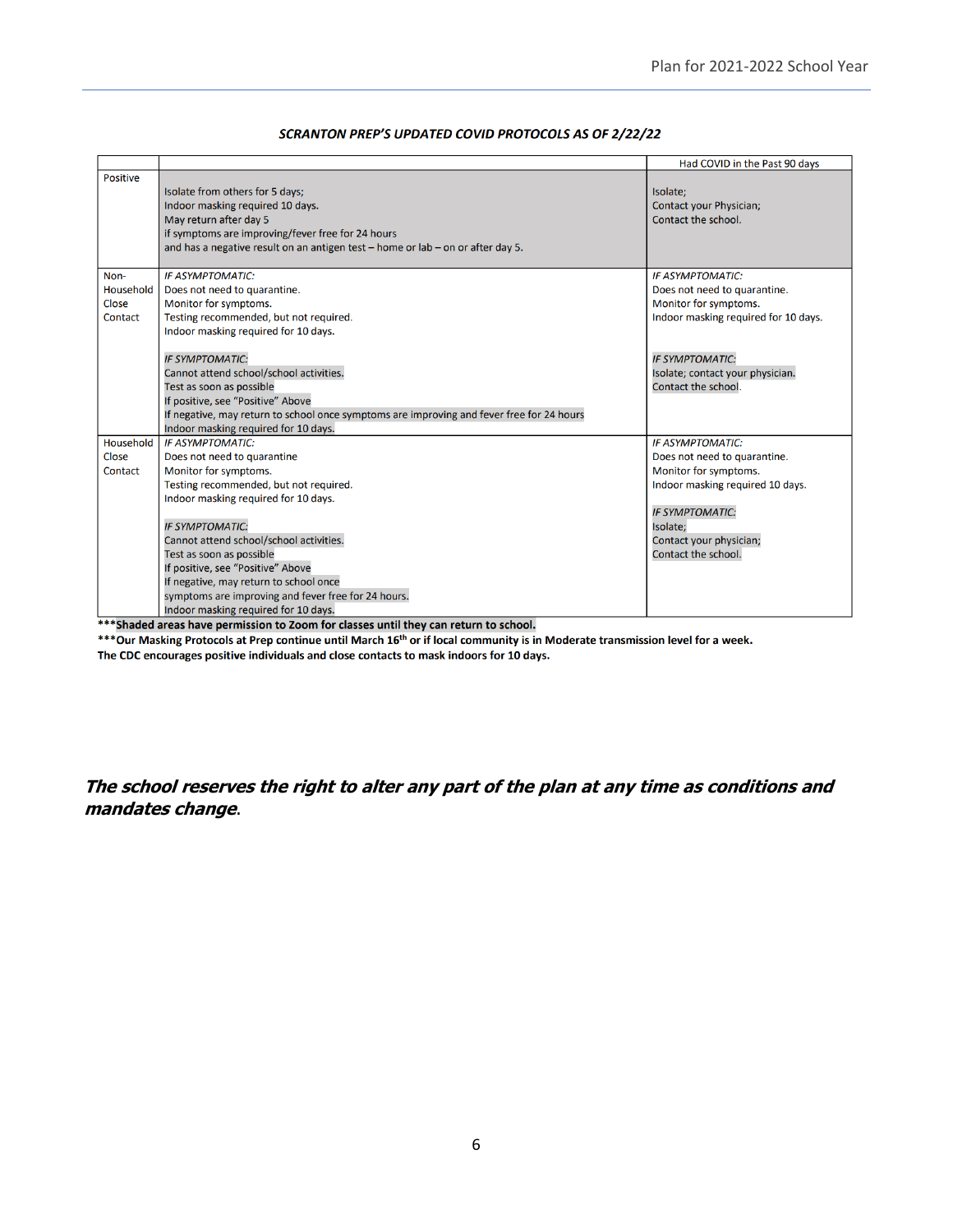**_SCRANTON PREP'S UPDATED COVID PROTOCOLS AS OF 2/22/22_**

| | | Had COVID in the Past 90 days |
|---|---|---|
| Positive | Isolate from others for 5 days;<br>Indoor masking required 10 days.<br>May return after day 5<br>if symptoms are improving/fever free for 24 hours<br>and has a negative result on an antigen test – home or lab – on or after day 5. | Isolate;<br>Contact your Physician;<br>Contact the school. |
| Non-Household Close Contact | *IF ASYMPTOMATIC:*<br>Does not need to quarantine.<br>Monitor for symptoms.<br>Testing recommended, but not required.<br>Indoor masking required for 10 days.<br><br>*IF SYMPTOMATIC:*<br>Cannot attend school/school activities.<br>Test as soon as possible<br>If positive, see "Positive" Above<br>If negative, may return to school once symptoms are improving and fever free for 24 hours<br>Indoor masking required for 10 days. | *IF ASYMPTOMATIC:*<br>Does not need to quarantine.<br>Monitor for symptoms.<br>Indoor masking required for 10 days.<br><br>*IF SYMPTOMATIC:*<br>Isolate; contact your physician.<br>Contact the school. |
| Household Close Contact | *IF ASYMPTOMATIC:*<br>Does not need to quarantine<br>Monitor for symptoms.<br>Testing recommended, but not required.<br>Indoor masking required for 10 days.<br><br>*IF SYMPTOMATIC:*<br>Cannot attend school/school activities.<br>Test as soon as possible<br>If positive, see "Positive" Above<br>If negative, may return to school once symptoms are improving and fever free for 24 hours.<br>Indoor masking required for 10 days. | *IF ASYMPTOMATIC:*<br>Does not need to quarantine.<br>Monitor for symptoms.<br>Indoor masking required 10 days.<br><br>*IF SYMPTOMATIC:*<br>Isolate;<br>Contact your physician;<br>Contact the school. |

**\*\*\*Shaded areas have permission to Zoom for classes until they can return to school.**

**\*\*\*Our Masking Protocols at Prep continue until March 16th or if local community is in Moderate transmission level for a week.**

**The CDC encourages positive individuals and close contacts to mask indoors for 10 days.**

***The school reserves the right to alter any part of the plan at any time as conditions and mandates change.***